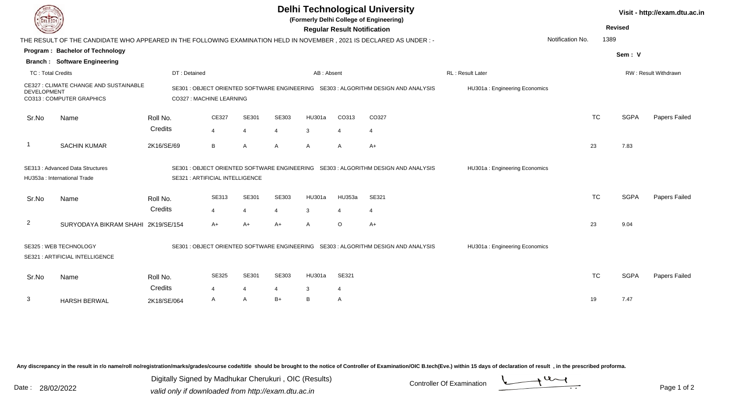# Delhi Technological University

**(Formerly Delhi College of Engineering)**

**Regular Result Notification**

Visit - http://exam.dtu.ac.in

**Revised**

THE RESULT OF THE CANDIDATE WHO APPEARED IN THE FOLLOWING EXAMINATION HELD IN NOVEMBER , 2021 IS DECLARED AS UNDER : -

Notification No. 1389

**Program : Bachelor of Technology**

**Sem : V**

**Branch : Software Engineering**

TC : Total Credits | DT : Detained | AB : Absent | RL : Result Later | RW : Result Withdrawn

CE327 : CLIMATE CHANGE AND SUSTAINABLE DEVELOPMENT; SE301 : OBJECT ORIENTED SOFTWARE ENGINEERING; SE303 : ALGORITHM DESIGN AND ANALYSIS; HU301a : Engineering Economics; CO313 : COMPUTER GRAPHICS; CO327 : MACHINE LEARNING

| Sr.No | Name | Roll No. | CE327 | SE301 | SE303 | HU301a | CO313 | CO327 | TC | SGPA | Papers Failed |
|---|---|---|---|---|---|---|---|---|---|---|---|
| | | Credits | 4 | 4 | 4 | 3 | 4 | 4 | | | |
| 1 | SACHIN KUMAR | 2K16/SE/69 | B | A | A | A | A | A+ | 23 | 7.83 | |

SE313 : Advanced Data Structures; SE301 : OBJECT ORIENTED SOFTWARE ENGINEERING; SE303 : ALGORITHM DESIGN AND ANALYSIS; HU301a : Engineering Economics; HU353a : International Trade; SE321 : ARTIFICIAL INTELLIGENCE

| Sr.No | Name | Roll No. | SE313 | SE301 | SE303 | HU301a | HU353a | SE321 | TC | SGPA | Papers Failed |
|---|---|---|---|---|---|---|---|---|---|---|---|
| | | Credits | 4 | 4 | 4 | 3 | 4 | 4 | | | |
| 2 | SURYODAYA BIKRAM SHAHI | 2K19/SE/154 | A+ | A+ | A+ | A | O | A+ | 23 | 9.04 | |

SE325 : WEB TECHNOLOGY; SE301 : OBJECT ORIENTED SOFTWARE ENGINEERING; SE303 : ALGORITHM DESIGN AND ANALYSIS; HU301a : Engineering Economics; SE321 : ARTIFICIAL INTELLIGENCE

| Sr.No | Name | Roll No. | SE325 | SE301 | SE303 | HU301a | SE321 | TC | SGPA | Papers Failed |
|---|---|---|---|---|---|---|---|---|---|---|
| | | Credits | 4 | 4 | 4 | 3 | 4 | | | |
| 3 | HARSH BERWAL | 2K18/SE/064 | A | A | B+ | B | A | 19 | 7.47 | |

Any discrepancy in the result in r/o name/roll no/registration/marks/grades/course code/title should be brought to the notice of Controller of Examination/OIC B.tech(Eve.) within 15 days of declaration of result , in the prescribed proforma.

Date : 28/02/2022

Digitally Signed by Madhukar Cherukuri , OIC (Results)

valid only if downloaded from http://exam.dtu.ac.in

Controller Of Examination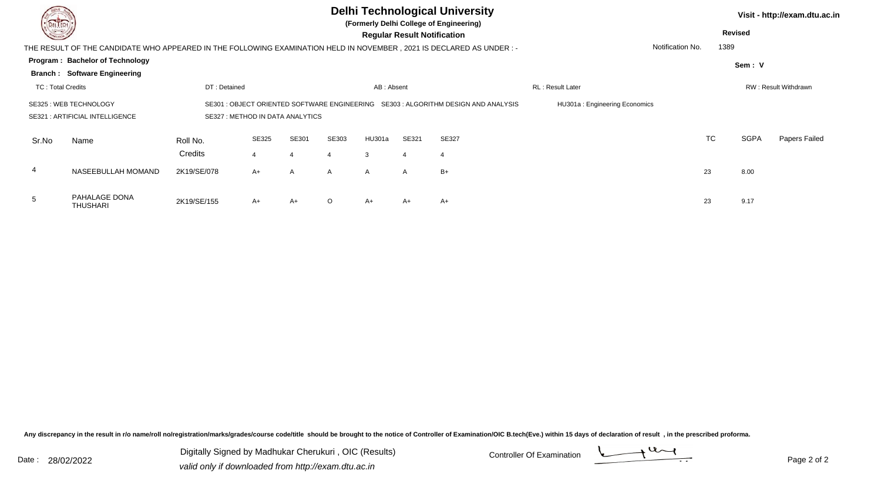# Delhi Technological University

**(Formerly Delhi College of Engineering)**

**Regular Result Notification**

Visit - http://exam.dtu.ac.in

**Revised**

THE RESULT OF THE CANDIDATE WHO APPEARED IN THE FOLLOWING EXAMINATION HELD IN NOVEMBER , 2021 IS DECLARED AS UNDER : -

Notification No. 1389

**Program : Bachelor of Technology**

**Sem : V**

**Branch : Software Engineering**

TC : Total Credits | DT : Detained | AB : Absent | RL : Result Later | RW : Result Withdrawn

SE325 : WEB TECHNOLOGY | SE301 : OBJECT ORIENTED SOFTWARE ENGINEERING | SE303 : ALGORITHM DESIGN AND ANALYSIS | HU301a : Engineering Economics | SE321 : ARTIFICIAL INTELLIGENCE | SE327 : METHOD IN DATA ANALYTICS

| Sr.No | Name | Roll No. | SE325 | SE301 | SE303 | HU301a | SE321 | SE327 | TC | SGPA | Papers Failed |
|---|---|---|---|---|---|---|---|---|---|---|---|
| | | Credits | 4 | 4 | 4 | 3 | 4 | 4 | | | |
| 4 | NASEEBULLAH MOMAND | 2K19/SE/078 | A+ | A | A | A | A | B+ | 23 | 8.00 | |
| 5 | PAHALAGE DONA THUSHARI | 2K19/SE/155 | A+ | A+ | O | A+ | A+ | A+ | 23 | 9.17 | |

Any discrepancy in the result in r/o name/roll no/registration/marks/grades/course code/title should be brought to the notice of Controller of Examination/OIC B.tech(Eve.) within 15 days of declaration of result , in the prescribed proforma.

Date : 28/02/2022

Digitally Signed by Madhukar Cherukuri , OIC (Results)
*valid only if downloaded from http://exam.dtu.ac.in*

Controller Of Examination